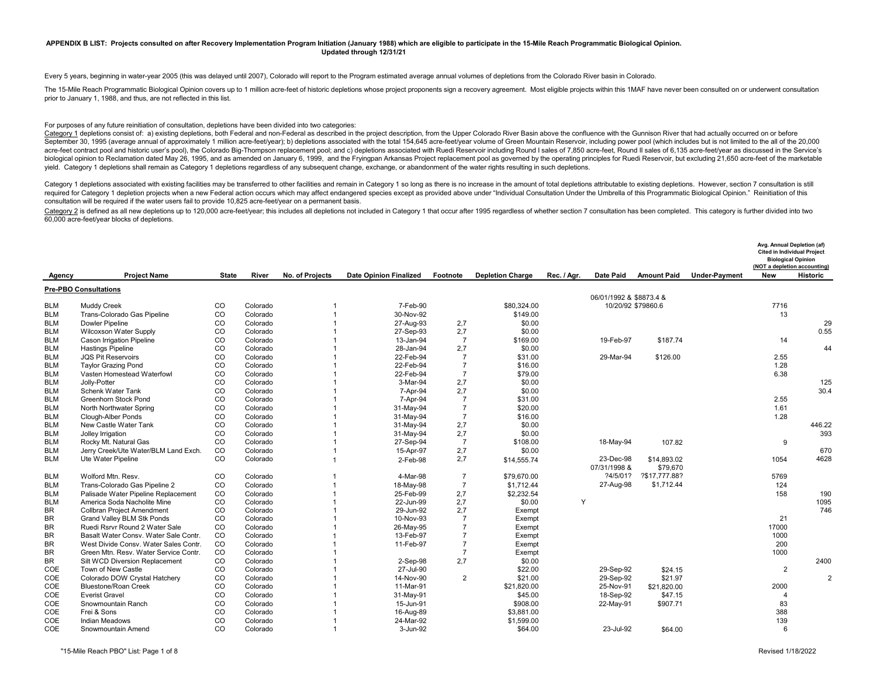**APPENDIX B LIST: Projects consulted on after Recovery Implementation Program Initiation (January 1988) which are eligible to participate in the 15-Mile Reach Programmatic Biological Opinion.**
**Updated through 12/31/21**

Every 5 years, beginning in water-year 2005 (this was delayed until 2007), Colorado will report to the Program estimated average annual volumes of depletions from the Colorado River basin in Colorado.

The 15-Mile Reach Programmatic Biological Opinion covers up to 1 million acre-feet of historic depletions whose project proponents sign a recovery agreement. Most eligible projects within this 1MAF have never been consulted on or underwent consultation prior to January 1, 1988, and thus, are not reflected in this list.

For purposes of any future reinitiation of consultation, depletions have been divided into two categories:
Category 1 depletions consist of: a) existing depletions, both Federal and non-Federal as described in the project description, from the Upper Colorado River Basin above the confluence with the Gunnison River that had actually occurred on or before September 30, 1995 (average annual of approximately 1 million acre-feet/year); b) depletions associated with the total 154,645 acre-feet/year volume of Green Mountain Reservoir, including power pool (which includes but is not limited to the all of the 20,000 acre-feet contract pool and historic user's pool), the Colorado Big-Thompson replacement pool; and c) depletions associated with Ruedi Reservoir including Round I sales of 7,850 acre-feet, Round II sales of 6,135 acre-feet/year as discussed in the Service's biological opinion to Reclamation dated May 26, 1995, and as amended on January 6, 1999, and the Fryingpan Arkansas Project replacement pool as governed by the operating principles for Ruedi Reservoir, but excluding 21,650 acre-feet of the marketable yield. Category 1 depletions shall remain as Category 1 depletions regardless of any subsequent change, exchange, or abandonment of the water rights resulting in such depletions.

Category 1 depletions associated with existing facilities may be transferred to other facilities and remain in Category 1 so long as there is no increase in the amount of total depletions attributable to existing depletions. However, section 7 consultation is still required for Category 1 depletion projects when a new Federal action occurs which may affect endangered species except as provided above under "Individual Consultation Under the Umbrella of this Programmatic Biological Opinion." Reinitiation of this consultation will be required if the water users fail to provide 10,825 acre-feet/year on a permanent basis.

Category 2 is defined as all new depletions up to 120,000 acre-feet/year; this includes all depletions not included in Category 1 that occur after 1995 regardless of whether section 7 consultation has been completed. This category is further divided into two 60,000 acre-feet/year blocks of depletions.

| Agency | Project Name | State | River | No. of Projects | Date Opinion Finalized | Footnote | Depletion Charge | Rec. / Agr. | Date Paid | Amount Paid | Under-Payment | Avg. Annual Depletion (af) Cited in Individual Project Biological Opinion (NOT a depletion accounting) New | Historic |
|---|---|---|---|---|---|---|---|---|---|---|---|---|---|
| **Pre-PBO Consultations** | | | | | | | | | | | | | |
| BLM | Muddy Creek | CO | Colorado | 1 | 7-Feb-90 | | $80,324.00 | | 06/01/1992 & $8873.4 & 10/20/92 $79860.6 | | | 7716 | |
| BLM | Trans-Colorado Gas Pipeline | CO | Colorado | 1 | 30-Nov-92 | | $149.00 | | | | | 13 | |
| BLM | Dowler Pipeline | CO | Colorado | 1 | 27-Aug-93 | 2,7 | $0.00 | | | | | | 29 |
| BLM | Wilcoxson Water Supply | CO | Colorado | 1 | 27-Sep-93 | 2,7 | $0.00 | | | | | | 0.55 |
| BLM | Cason Irrigation Pipeline | CO | Colorado | 1 | 13-Jan-94 | 7 | $169.00 | | 19-Feb-97 | $187.74 | | 14 | |
| BLM | Hastings Pipeline | CO | Colorado | 1 | 28-Jan-94 | 2,7 | $0.00 | | | | | | 44 |
| BLM | JQS Pit Reservoirs | CO | Colorado | 1 | 22-Feb-94 | 7 | $31.00 | | 29-Mar-94 | $126.00 | | 2.55 | |
| BLM | Taylor Grazing Pond | CO | Colorado | 1 | 22-Feb-94 | 7 | $16.00 | | | | | 1.28 | |
| BLM | Vasten Homestead Waterfowl | CO | Colorado | 1 | 22-Feb-94 | 7 | $79.00 | | | | | 6.38 | |
| BLM | Jolly-Potter | CO | Colorado | 1 | 3-Mar-94 | 2,7 | $0.00 | | | | | | 125 |
| BLM | Schenk Water Tank | CO | Colorado | 1 | 7-Apr-94 | 2,7 | $0.00 | | | | | | 30.4 |
| BLM | Greenhorn Stock Pond | CO | Colorado | 1 | 7-Apr-94 | 7 | $31.00 | | | | | 2.55 | |
| BLM | North Northwater Spring | CO | Colorado | 1 | 31-May-94 | 7 | $20.00 | | | | | 1.61 | |
| BLM | Clough-Alber Ponds | CO | Colorado | 1 | 31-May-94 | 7 | $16.00 | | | | | 1.28 | |
| BLM | New Castle Water Tank | CO | Colorado | 1 | 31-May-94 | 2,7 | $0.00 | | | | | | 446.22 |
| BLM | Jolley Irrigation | CO | Colorado | 1 | 31-May-94 | 2,7 | $0.00 | | | | | | 393 |
| BLM | Rocky Mt. Natural Gas | CO | Colorado | 1 | 27-Sep-94 | 7 | $108.00 | | 18-May-94 | 107.82 | | 9 | |
| BLM | Jerry Creek/Ute Water/BLM Land Exch. | CO | Colorado | 1 | 15-Apr-97 | 2,7 | $0.00 | | | | | | 670 |
| BLM | Ute Water Pipeline | CO | Colorado | 1 | 2-Feb-98 | 2,7 | $14,555.74 | | 23-Dec-98 | $14,893.02 | | 1054 | 4628 |
| BLM | Wolford Mtn. Resv. | CO | Colorado | 1 | 4-Mar-98 | 7 | $79,670.00 | | 07/31/1998 & ?4/5/01? | $79,670 ?$17,777.88? | | 5769 | |
| BLM | Trans-Colorado Gas Pipeline 2 | CO | Colorado | 1 | 18-May-98 | 7 | $1,712.44 | | 27-Aug-98 | $1,712.44 | | 124 | |
| BLM | Palisade Water Pipeline Replacement | CO | Colorado | 1 | 25-Feb-99 | 2,7 | $2,232.54 | | | | | 158 | 190 |
| BLM | America Soda Nacholite Mine | CO | Colorado | 1 | 22-Jun-99 | 2,7 | $0.00 | Y | | | | | 1095 |
| BR | Collbran Project Amendment | CO | Colorado | 1 | 29-Jun-92 | 2,7 | Exempt | | | | | | 746 |
| BR | Grand Valley BLM Stk Ponds | CO | Colorado | 1 | 10-Nov-93 | 7 | Exempt | | | | | 21 | |
| BR | Ruedi Rsrvr Round 2 Water Sale | CO | Colorado | 1 | 26-May-95 | 7 | Exempt | | | | | 17000 | |
| BR | Basalt Water Consv. Water Sale Contr. | CO | Colorado | 1 | 13-Feb-97 | 7 | Exempt | | | | | 1000 | |
| BR | West Divide Consv. Water Sales Contr. | CO | Colorado | 1 | 11-Feb-97 | 7 | Exempt | | | | | 200 | |
| BR | Green Mtn. Resv. Water Service Contr. | CO | Colorado | 1 | | 7 | Exempt | | | | | 1000 | |
| BR | Silt WCD Diversion Replacement | CO | Colorado | 1 | 2-Sep-98 | 2,7 | $0.00 | | | | | | 2400 |
| COE | Town of New Castle | CO | Colorado | 1 | 27-Jul-90 | | $22.00 | | 29-Sep-92 | $24.15 | | 2 | |
| COE | Colorado DOW Crystal Hatchery | CO | Colorado | 1 | 14-Nov-90 | 2 | $21.00 | | 29-Sep-92 | $21.97 | | | 2 |
| COE | Bluestone/Roan Creek | CO | Colorado | 1 | 11-Mar-91 | | $21,820.00 | | 25-Nov-91 | $21,820.00 | | 2000 | |
| COE | Everist Gravel | CO | Colorado | 1 | 31-May-91 | | $45.00 | | 18-Sep-92 | $47.15 | | 4 | |
| COE | Snowmountain Ranch | CO | Colorado | 1 | 15-Jun-91 | | $908.00 | | 22-May-91 | $907.71 | | 83 | |
| COE | Frei & Sons | CO | Colorado | 1 | 16-Aug-89 | | $3,881.00 | | | | | 388 | |
| COE | Indian Meadows | CO | Colorado | 1 | 24-Mar-92 | | $1,599.00 | | | | | 139 | |
| COE | Snowmountain Amend | CO | Colorado | 1 | 3-Jun-92 | | $64.00 | | 23-Jul-92 | $64.00 | | 6 | |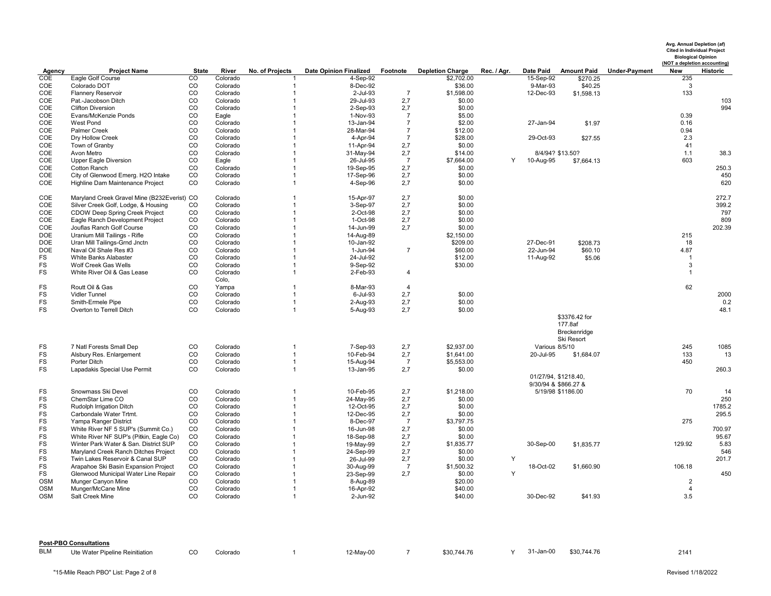| Agency | Project Name | State | River | No. of Projects | Date Opinion Finalized | Footnote | Depletion Charge | Rec. / Agr. | Date Paid | Amount Paid | Under-Payment | Avg. Annual Depletion (af) Cited in Individual Project Biological Opinion (NOT a depletion accounting) New | Historic |
|---|---|---|---|---|---|---|---|---|---|---|---|---|---|
| COE | Eagle Golf Course | CO | Colorado | 1 | 4-Sep-92 | | $2,702.00 | | 15-Sep-92 | $270.25 | | 235 | |
| COE | Colorado DOT | CO | Colorado | 1 | 8-Dec-92 | | $36.00 | | 9-Mar-93 | $40.25 | | 3 | |
| COE | Flannery Reservoir | CO | Colorado | 1 | 2-Jul-93 | 7 | $1,598.00 | | 12-Dec-93 | $1,598.13 | | 133 | |
| COE | Pat.-Jacobson Ditch | CO | Colorado | 1 | 29-Jul-93 | 2,7 | $0.00 | | | | | | 103 |
| COE | Clifton Diversion | CO | Colorado | 1 | 2-Sep-93 | 2,7 | $0.00 | | | | | | 994 |
| COE | Evans/McKenzie Ponds | CO | Eagle | 1 | 1-Nov-93 | 7 | $5.00 | | | | | 0.39 | |
| COE | West Pond | CO | Colorado | 1 | 13-Jan-94 | 7 | $2.00 | | 27-Jan-94 | $1.97 | | 0.16 | |
| COE | Palmer Creek | CO | Colorado | 1 | 28-Mar-94 | 7 | $12.00 | | | | | 0.94 | |
| COE | Dry Hollow Creek | CO | Colorado | 1 | 4-Apr-94 | 7 | $28.00 | | 29-Oct-93 | $27.55 | | 2.3 | |
| COE | Town of Granby | CO | Colorado | 1 | 11-Apr-94 | 2,7 | $0.00 | | | | | 41 | |
| COE | Avon Metro | CO | Colorado | 1 | 31-May-94 | 2,7 | $14.00 | | 8/4/94? $13.50? | | | 1.1 | 38.3 |
| COE | Upper Eagle Diversion | CO | Eagle | 1 | 26-Jul-95 | 7 | $7,664.00 | Y | 10-Aug-95 | $7,664.13 | | 603 | |
| COE | Cotton Ranch | CO | Colorado | 1 | 19-Sep-95 | 2,7 | $0.00 | | | | | | 250.3 |
| COE | City of Glenwood Emerg. H2O Intake | CO | Colorado | 1 | 17-Sep-96 | 2,7 | $0.00 | | | | | | 450 |
| COE | Highline Dam Maintenance Project | CO | Colorado | 1 | 4-Sep-96 | 2,7 | $0.00 | | | | | | 620 |
| COE | Maryland Creek Gravel Mine (B232Everist) | CO | Colorado | 1 | 15-Apr-97 | 2,7 | $0.00 | | | | | | 272.7 |
| COE | Silver Creek Golf, Lodge, & Housing | CO | Colorado | 1 | 3-Sep-97 | 2,7 | $0.00 | | | | | | 399.2 |
| COE | CDOW Deep Spring Creek Project | CO | Colorado | 1 | 2-Oct-98 | 2,7 | $0.00 | | | | | | 797 |
| COE | Eagle Ranch Development Project | CO | Colorado | 1 | 1-Oct-98 | 2,7 | $0.00 | | | | | | 809 |
| COE | Jouflas Ranch Golf Course | CO | Colorado | 1 | 14-Jun-99 | 2,7 | $0.00 | | | | | | 202.39 |
| DOE | Uranium Mill Tailings - Rifle | CO | Colorado | 1 | 14-Aug-89 | | $2,150.00 | | | | | 215 | |
| DOE | Uran Mill Tailings-Grnd Jnctn | CO | Colorado | 1 | 10-Jan-92 | | $209.00 | | 27-Dec-91 | $208.73 | | 18 | |
| DOE | Naval Oil Shale Res #3 | CO | Colorado | 1 | 1-Jun-94 | 7 | $60.00 | | 22-Jun-94 | $60.10 | | 4.87 | |
| FS | White Banks Alabaster | CO | Colorado | 1 | 24-Jul-92 | | $12.00 | | 11-Aug-92 | $5.06 | | 1 | |
| FS | Wolf Creek Gas Wells | CO | Colorado | 1 | 9-Sep-92 | | $30.00 | | | | | 3 | |
| FS | White River Oil & Gas Lease | CO | Colorado | 1 | 2-Feb-93 | 4 | | | | | | 1 | |
| FS | Routt Oil & Gas | CO | Colo, Yampa | 1 | 8-Mar-93 | 4 | | | | | | 62 | |
| FS | Vidler Tunnel | CO | Colorado | 1 | 6-Jul-93 | 2,7 | $0.00 | | | | | | 2000 |
| FS | Smith-Ermele Pipe | CO | Colorado | 1 | 2-Aug-93 | 2,7 | $0.00 | | | | | | 0.2 |
| FS | Overton to Terrell Ditch | CO | Colorado | 1 | 5-Aug-93 | 2,7 | $0.00 | | | | | | 48.1 |
| FS | 7 Natl Forests Small Dep | CO | Colorado | 1 | 7-Sep-93 | 2,7 | $2,937.00 | | Various 8/5/10 | $3376.42 for 177.8af Breckenridge Ski Resort | | 245 | 1085 |
| FS | Alsbury Res. Enlargement | CO | Colorado | 1 | 10-Feb-94 | 2,7 | $1,641.00 | | 20-Jul-95 | $1,684.07 | | 133 | 13 |
| FS | Porter Ditch | CO | Colorado | 1 | 15-Aug-94 | 7 | $5,553.00 | | | | | 450 | |
| FS | Lapadakis Special Use Permit | CO | Colorado | 1 | 13-Jan-95 | 2,7 | $0.00 | | | | | | 260.3 |
| FS | Snowmass Ski Devel | CO | Colorado | 1 | 10-Feb-95 | 2,7 | $1,218.00 | | 01/27/94, $1218.40, 9/30/94 & $866.27 & 5/19/98 $1186.00 | | | 70 | 14 |
| FS | ChemStar Lime CO | CO | Colorado | 1 | 24-May-95 | 2,7 | $0.00 | | | | | | 250 |
| FS | Rudolph Irrigation Ditch | CO | Colorado | 1 | 12-Oct-95 | 2,7 | $0.00 | | | | | | 1785.2 |
| FS | Carbondale Water Trtmt. | CO | Colorado | 1 | 12-Dec-95 | 2,7 | $0.00 | | | | | | 295.5 |
| FS | Yampa Ranger District | CO | Colorado | 1 | 8-Dec-97 | 7 | $3,797.75 | | | | | 275 | |
| FS | White River NF 5 SUP's (Summit Co.) | CO | Colorado | 1 | 16-Jun-98 | 2,7 | $0.00 | | | | | | 700.97 |
| FS | White River NF SUP's (Pitkin, Eagle Co) | CO | Colorado | 1 | 18-Sep-98 | 2,7 | $0.00 | | | | | | 95.67 |
| FS | Winter Park Water & San. District SUP | CO | Colorado | 1 | 19-May-99 | 2,7 | $1,835.77 | | 30-Sep-00 | $1,835.77 | | 129.92 | 5.83 |
| FS | Maryland Creek Ranch Ditches Project | CO | Colorado | 1 | 24-Sep-99 | 2,7 | $0.00 | | | | | | 546 |
| FS | Twin Lakes Reservoir & Canal SUP | CO | Colorado | 1 | 26-Jul-99 | 2,7 | $0.00 | Y | | | | | 201.7 |
| FS | Arapahoe Ski Basin Expansion Project | CO | Colorado | 1 | 30-Aug-99 | 7 | $1,500.32 | | 18-Oct-02 | $1,660.90 | | 106.18 | |
| FS | Glenwood Municipal Water Line Repair | CO | Colorado | 1 | 23-Sep-99 | 2,7 | $0.00 | Y | | | | | 450 |
| OSM | Munger Canyon Mine | CO | Colorado | 1 | 8-Aug-89 | | $20.00 | | | | | 2 | |
| OSM | Munger/McCane Mine | CO | Colorado | 1 | 16-Apr-92 | | $40.00 | | | | | 4 | |
| OSM | Salt Creek Mine | CO | Colorado | 1 | 2-Jun-92 | | $40.00 | | 30-Dec-92 | $41.93 | | 3.5 | |

**Post-PBO Consultations**

| Agency | Project Name | State | River | No. of Projects | Date Opinion Finalized | Footnote | Depletion Charge | Rec. / Agr. | Date Paid | Amount Paid | Under-Payment | New | Historic |
|---|---|---|---|---|---|---|---|---|---|---|---|---|---|
| BLM | Ute Water Pipeline Reinitiation | CO | Colorado | 1 | 12-May-00 | 7 | $30,744.76 | Y | 31-Jan-00 | $30,744.76 | | 2141 | |

"15-Mile Reach PBO" List: Page 2 of 8

Revised 1/18/2022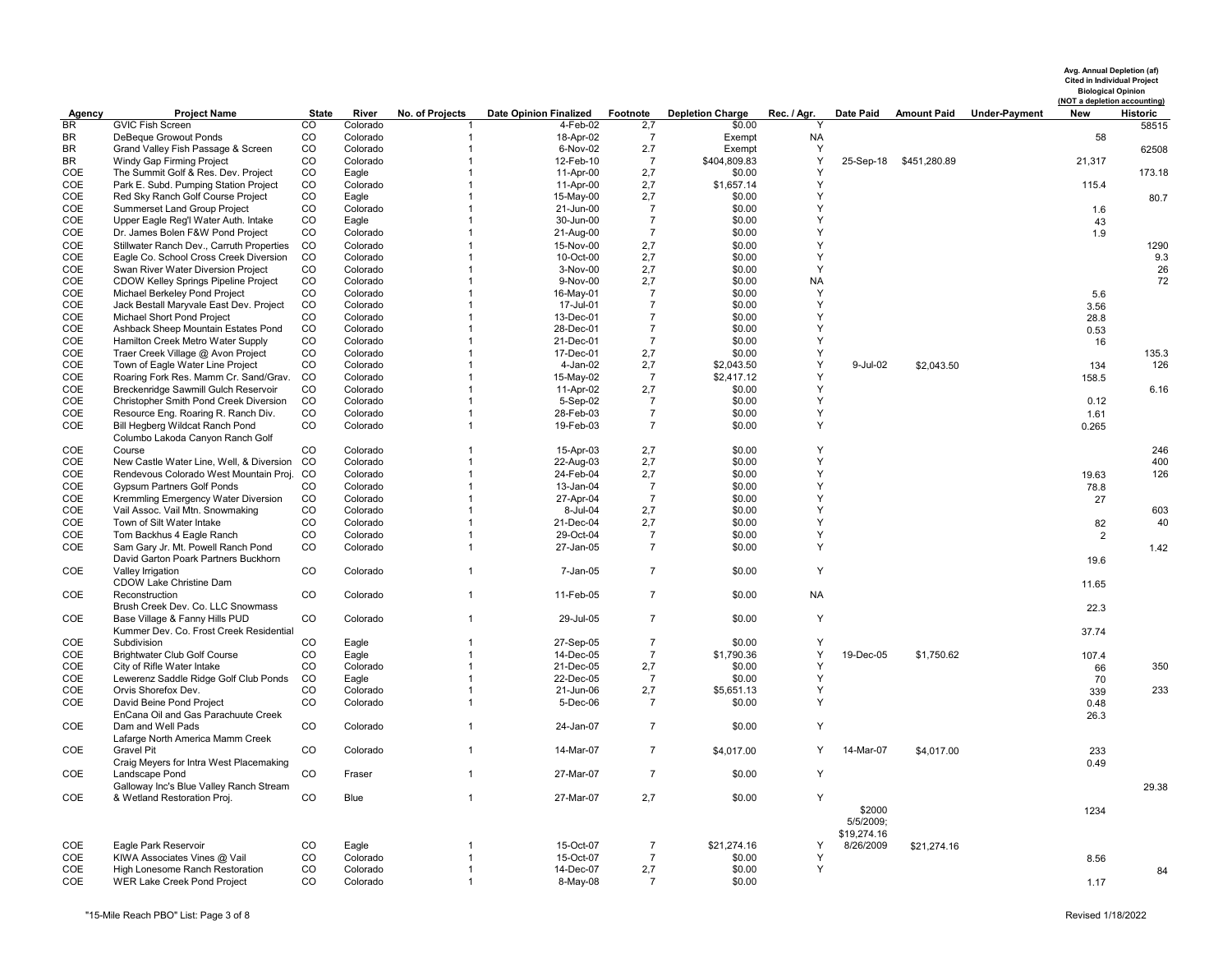| Agency | Project Name | State | River | No. of Projects | Date Opinion Finalized | Footnote | Depletion Charge | Rec. / Agr. | Date Paid | Amount Paid | Under-Payment | Avg. Annual Depletion (af) Cited in Individual Project Biological Opinion (NOT a depletion accounting) New | Historic |
|---|---|---|---|---|---|---|---|---|---|---|---|---|---|
| BR | GVIC Fish Screen | CO | Colorado | 1 | 4-Feb-02 | 2,7 | $0.00 | Y | | | | | 58515 |
| BR | DeBeque Growout Ponds | CO | Colorado | 1 | 18-Apr-02 | 7 | Exempt | NA | | | | 58 | |
| BR | Grand Valley Fish Passage & Screen | CO | Colorado | 1 | 6-Nov-02 | 2.7 | Exempt | Y | | | | | 62508 |
| BR | Windy Gap Firming Project | CO | Colorado | 1 | 12-Feb-10 | 7 | $404,809.83 | Y | 25-Sep-18 | $451,280.89 | | 21,317 | |
| COE | The Summit Golf & Res. Dev. Project | CO | Eagle | 1 | 11-Apr-00 | 2,7 | $0.00 | Y | | | | | 173.18 |
| COE | Park E. Subd. Pumping Station Project | CO | Colorado | 1 | 11-Apr-00 | 2,7 | $1,657.14 | Y | | | | 115.4 | |
| COE | Red Sky Ranch Golf Course Project | CO | Eagle | 1 | 15-May-00 | 2,7 | $0.00 | Y | | | | | 80.7 |
| COE | Summerset Land Group Project | CO | Colorado | 1 | 21-Jun-00 | 7 | $0.00 | Y | | | | 1.6 | |
| COE | Upper Eagle Reg'l Water Auth. Intake | CO | Eagle | 1 | 30-Jun-00 | 7 | $0.00 | Y | | | | 43 | |
| COE | Dr. James Bolen F&W Pond Project | CO | Colorado | 1 | 21-Aug-00 | 7 | $0.00 | Y | | | | 1.9 | |
| COE | Stillwater Ranch Dev., Carruth Properties | CO | Colorado | 1 | 15-Nov-00 | 2,7 | $0.00 | Y | | | | | 1290 |
| COE | Eagle Co. School Cross Creek Diversion | CO | Colorado | 1 | 10-Oct-00 | 2,7 | $0.00 | Y | | | | | 9.3 |
| COE | Swan River Water Diversion Project | CO | Colorado | 1 | 3-Nov-00 | 2,7 | $0.00 | Y | | | | | 26 |
| COE | CDOW Kelley Springs Pipeline Project | CO | Colorado | 1 | 9-Nov-00 | 2,7 | $0.00 | NA | | | | | 72 |
| COE | Michael Berkeley Pond Project | CO | Colorado | 1 | 16-May-01 | 7 | $0.00 | Y | | | | 5.6 | |
| COE | Jack Bestall Maryvale East Dev. Project | CO | Colorado | 1 | 17-Jul-01 | 7 | $0.00 | Y | | | | 3.56 | |
| COE | Michael Short Pond Project | CO | Colorado | 1 | 13-Dec-01 | 7 | $0.00 | Y | | | | 28.8 | |
| COE | Ashback Sheep Mountain Estates Pond | CO | Colorado | 1 | 28-Dec-01 | 7 | $0.00 | Y | | | | 0.53 | |
| COE | Hamilton Creek Metro Water Supply | CO | Colorado | 1 | 21-Dec-01 | 7 | $0.00 | Y | | | | 16 | |
| COE | Traer Creek Village @ Avon Project | CO | Colorado | 1 | 17-Dec-01 | 2,7 | $0.00 | Y | | | | | 135.3 |
| COE | Town of Eagle Water Line Project | CO | Colorado | 1 | 4-Jan-02 | 2,7 | $2,043.50 | Y | 9-Jul-02 | $2,043.50 | | 134 | 126 |
| COE | Roaring Fork Res. Mamm Cr. Sand/Grav. | CO | Colorado | 1 | 15-May-02 | 7 | $2,417.12 | Y | | | | 158.5 | |
| COE | Breckenridge Sawmill Gulch Reservoir | CO | Colorado | 1 | 11-Apr-02 | 2,7 | $0.00 | Y | | | | | 6.16 |
| COE | Christopher Smith Pond Creek Diversion | CO | Colorado | 1 | 5-Sep-02 | 7 | $0.00 | Y | | | | 0.12 | |
| COE | Resource Eng. Roaring R. Ranch Div. | CO | Colorado | 1 | 28-Feb-03 | 7 | $0.00 | Y | | | | 1.61 | |
| COE | Bill Hegberg Wildcat Ranch Pond | CO | Colorado | 1 | 19-Feb-03 | 7 | $0.00 | Y | | | | 0.265 | |
| COE | Columbo Lakoda Canyon Ranch Golf Course | CO | Colorado | 1 | 15-Apr-03 | 2,7 | $0.00 | Y | | | | | 246 |
| COE | New Castle Water Line, Well, & Diversion | CO | Colorado | 1 | 22-Aug-03 | 2,7 | $0.00 | Y | | | | | 400 |
| COE | Rendevous Colorado West Mountain Proj. | CO | Colorado | 1 | 24-Feb-04 | 2,7 | $0.00 | Y | | | | 19.63 | 126 |
| COE | Gypsum Partners Golf Ponds | CO | Colorado | 1 | 13-Jan-04 | 7 | $0.00 | Y | | | | 78.8 | |
| COE | Kremmling Emergency Water Diversion | CO | Colorado | 1 | 27-Apr-04 | 7 | $0.00 | Y | | | | 27 | |
| COE | Vail Assoc. Vail Mtn. Snowmaking | CO | Colorado | 1 | 8-Jul-04 | 2,7 | $0.00 | Y | | | | | 603 |
| COE | Town of Silt Water Intake | CO | Colorado | 1 | 21-Dec-04 | 2,7 | $0.00 | Y | | | | 82 | 40 |
| COE | Tom Backhus 4 Eagle Ranch | CO | Colorado | 1 | 29-Oct-04 | 7 | $0.00 | Y | | | | 2 | |
| COE | Sam Gary Jr. Mt. Powell Ranch Pond | CO | Colorado | 1 | 27-Jan-05 | 7 | $0.00 | Y | | | | | 1.42 |
| COE | David Garton Poark Partners Buckhorn Valley Irrigation | CO | Colorado | 1 | 7-Jan-05 | 7 | $0.00 | Y | | | | 19.6 | |
| COE | CDOW Lake Christine Dam Reconstruction | CO | Colorado | 1 | 11-Feb-05 | 7 | $0.00 | NA | | | | 11.65 | |
| COE | Brush Creek Dev. Co. LLC Snowmass Base Village & Fanny Hills PUD | CO | Colorado | 1 | 29-Jul-05 | 7 | $0.00 | Y | | | | 22.3 | |
| COE | Kummer Dev. Co. Frost Creek Residential Subdivision | CO | Eagle | 1 | 27-Sep-05 | 7 | $0.00 | Y | | | | 37.74 | |
| COE | Brightwater Club Golf Course | CO | Eagle | 1 | 14-Dec-05 | 7 | $1,790.36 | Y | 19-Dec-05 | $1,750.62 | | 107.4 | |
| COE | City of Rifle Water Intake | CO | Colorado | 1 | 21-Dec-05 | 2,7 | $0.00 | Y | | | | 66 | 350 |
| COE | Lewerenz Saddle Ridge Golf Club Ponds | CO | Eagle | 1 | 22-Dec-05 | 7 | $0.00 | Y | | | | 70 | |
| COE | Orvis Shorefox Dev. | CO | Colorado | 1 | 21-Jun-06 | 2,7 | $5,651.13 | Y | | | | 339 | 233 |
| COE | David Beine Pond Project | CO | Colorado | 1 | 5-Dec-06 | 7 | $0.00 | Y | | | | 0.48 | |
| COE | EnCana Oil and Gas Parachuute Creek Dam and Well Pads | CO | Colorado | 1 | 24-Jan-07 | 7 | $0.00 | Y | | | | 26.3 | |
| COE | Lafarge North America Mamm Creek Gravel Pit | CO | Colorado | 1 | 14-Mar-07 | 7 | $4,017.00 | Y | 14-Mar-07 | $4,017.00 | | 233 | |
| COE | Craig Meyers for Intra West Placemaking Landscape Pond | CO | Fraser | 1 | 27-Mar-07 | 7 | $0.00 | Y | | | | 0.49 | |
| COE | Galloway Inc's Blue Valley Ranch Stream & Wetland Restoration Proj. | CO | Blue | 1 | 27-Mar-07 | 2,7 | $0.00 | Y | | | | | 29.38 |
| COE | Eagle Park Reservoir | CO | Eagle | 1 | 15-Oct-07 | 7 | $21,274.16 | Y | $2000 5/5/2009; $19,274.16 8/26/2009 | $21,274.16 | | 1234 | |
| COE | KIWA Associates Vines @ Vail | CO | Colorado | 1 | 15-Oct-07 | 7 | $0.00 | Y | | | | 8.56 | |
| COE | High Lonesome Ranch Restoration | CO | Colorado | 1 | 14-Dec-07 | 2,7 | $0.00 | Y | | | | | 84 |
| COE | WER Lake Creek Pond Project | CO | Colorado | 1 | 8-May-08 | 7 | $0.00 | | | | | 1.17 | |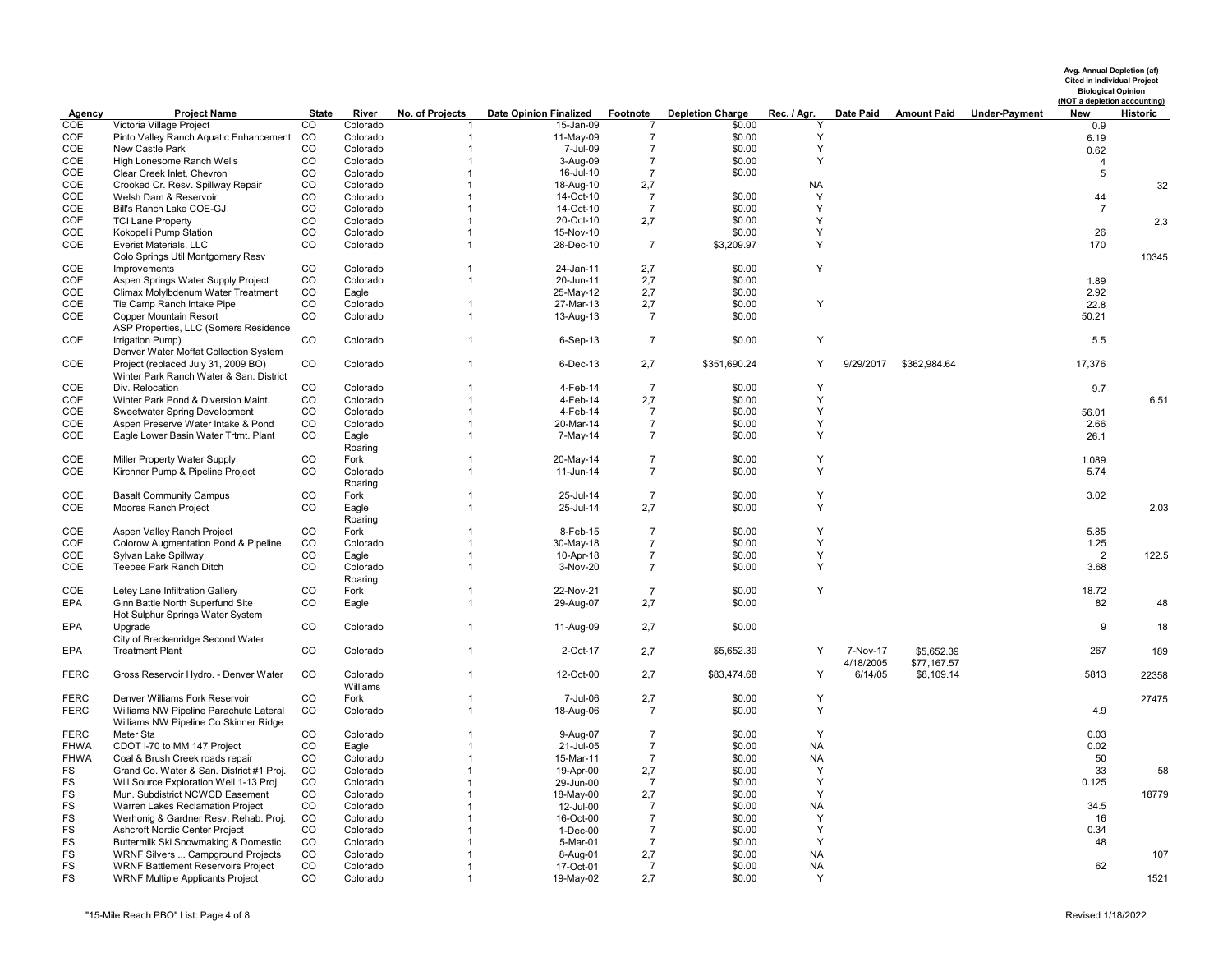| Agency | Project Name | State | River | No. of Projects | Date Opinion Finalized | Footnote | Depletion Charge | Rec. / Agr. | Date Paid | Amount Paid | Under-Payment | Avg. Annual Depletion (af) Cited in Individual Project Biological Opinion (NOT a depletion accounting) New | Historic |
|---|---|---|---|---|---|---|---|---|---|---|---|---|---|
| COE | Victoria Village Project | CO | Colorado | 1 | 15-Jan-09 | 7 | $0.00 | Y | | | | 0.9 | |
| COE | Pinto Valley Ranch Aquatic Enhancement | CO | Colorado | 1 | 11-May-09 | 7 | $0.00 | Y | | | | 6.19 | |
| COE | New Castle Park | CO | Colorado | 1 | 7-Jul-09 | 7 | $0.00 | Y | | | | 0.62 | |
| COE | High Lonesome Ranch Wells | CO | Colorado | 1 | 3-Aug-09 | 7 | $0.00 | Y | | | | 4 | |
| COE | Clear Creek Inlet, Chevron | CO | Colorado | 1 | 16-Jul-10 | 7 | $0.00 | | | | | 5 | |
| COE | Crooked Cr. Resv. Spillway Repair | CO | Colorado | 1 | 18-Aug-10 | 2,7 | | NA | | | | | 32 |
| COE | Welsh Dam & Reservoir | CO | Colorado | 1 | 14-Oct-10 | 7 | $0.00 | Y | | | | 44 | |
| COE | Bill's Ranch Lake COE-GJ | CO | Colorado | 1 | 14-Oct-10 | 7 | $0.00 | Y | | | | 7 | |
| COE | TCI Lane Property | CO | Colorado | 1 | 20-Oct-10 | 2,7 | $0.00 | Y | | | | | 2.3 |
| COE | Kokopelli Pump Station | CO | Colorado | 1 | 15-Nov-10 | | $0.00 | Y | | | | 26 | |
| COE | Everist Materials, LLC | CO | Colorado | 1 | 28-Dec-10 | 7 | $3,209.97 | Y | | | | 170 | |
| COE | Colo Springs Util Montgomery Resv Improvements | CO | Colorado | 1 | 24-Jan-11 | 2,7 | $0.00 | Y | | | | | 10345 |
| COE | Aspen Springs Water Supply Project | CO | Colorado | 1 | 20-Jun-11 | 2,7 | $0.00 | | | | | 1.89 | |
| COE | Climax Molyblbenum Water Treatment | CO | Eagle | | 25-May-12 | 2,7 | $0.00 | | | | | 2.92 | |
| COE | Tie Camp Ranch Intake Pipe | CO | Colorado | 1 | 27-Mar-13 | 2,7 | $0.00 | Y | | | | 22.8 | |
| COE | Copper Mountain Resort | CO | Colorado | 1 | 13-Aug-13 | 7 | $0.00 | | | | | 50.21 | |
| COE | ASP Properties, LLC (Somers Residence Irrigation Pump) | CO | Colorado | 1 | 6-Sep-13 | 7 | $0.00 | Y | | | | 5.5 | |
| COE | Denver Water Moffat Collection System Project (replaced July 31, 2009 BO) | CO | Colorado | 1 | 6-Dec-13 | 2,7 | $351,690.24 | Y | 9/29/2017 | $362,984.64 | | 17,376 | |
| COE | Winter Park Ranch Water & San. District Div. Relocation | CO | Colorado | 1 | 4-Feb-14 | 7 | $0.00 | Y | | | | 9.7 | |
| COE | Winter Park Pond & Diversion Maint. | CO | Colorado | 1 | 4-Feb-14 | 2,7 | $0.00 | Y | | | | | 6.51 |
| COE | Sweetwater Spring Development | CO | Colorado | 1 | 4-Feb-14 | 7 | $0.00 | Y | | | | 56.01 | |
| COE | Aspen Preserve Water Intake & Pond | CO | Colorado | 1 | 20-Mar-14 | 7 | $0.00 | Y | | | | 2.66 | |
| COE | Eagle Lower Basin Water Trtmt. Plant | CO | Eagle | 1 | 7-May-14 | 7 | $0.00 | Y | | | | 26.1 | |
| COE | Miller Property Water Supply | CO | Roaring Fork | 1 | 20-May-14 | 7 | $0.00 | Y | | | | 1.089 | |
| COE | Kirchner Pump & Pipeline Project | CO | Colorado | 1 | 11-Jun-14 | 7 | $0.00 | Y | | | | 5.74 | |
| COE | Basalt Community Campus | CO | Roaring Fork | 1 | 25-Jul-14 | 7 | $0.00 | Y | | | | 3.02 | |
| COE | Moores Ranch Project | CO | Eagle | 1 | 25-Jul-14 | 2,7 | $0.00 | Y | | | | | 2.03 |
| COE | Aspen Valley Ranch Project | CO | Roaring Fork | 1 | 8-Feb-15 | 7 | $0.00 | Y | | | | 5.85 | |
| COE | Colorow Augmentation Pond & Pipeline | CO | Colorado | 1 | 30-May-18 | 7 | $0.00 | Y | | | | 1.25 | |
| COE | Sylvan Lake Spillway | CO | Eagle | 1 | 10-Apr-18 | 7 | $0.00 | Y | | | | 2 | 122.5 |
| COE | Teepee Park Ranch Ditch | CO | Colorado | 1 | 3-Nov-20 | 7 | $0.00 | Y | | | | 3.68 | |
| COE | Letey Lane Infiltration Gallery | CO | Roaring Fork | 1 | 22-Nov-21 | 7 | $0.00 | Y | | | | 18.72 | |
| EPA | Ginn Battle North Superfund Site | CO | Eagle | 1 | 29-Aug-07 | 2,7 | $0.00 | | | | | 82 | 48 |
| EPA | Hot Sulphur Springs Water System Upgrade | CO | Colorado | 1 | 11-Aug-09 | 2,7 | $0.00 | | | | | 9 | 18 |
| EPA | City of Breckenridge Second Water Treatment Plant | CO | Colorado | 1 | 2-Oct-17 | 2,7 | $5,652.39 | Y | 7-Nov-17 | $5,652.39 | | 267 | 189 |
| FERC | Gross Reservoir Hydro. - Denver Water | CO | Colorado | 1 | 12-Oct-00 | 2,7 | $83,474.68 | Y | 4/18/2005<br>6/14/05 | $77,167.57<br>$8,109.14 | | 5813 | 22358 |
| FERC | Denver Williams Fork Reservoir | CO | Williams Fork | 1 | 7-Jul-06 | 2,7 | $0.00 | Y | | | | | 27475 |
| FERC | Williams NW Pipeline Parachute Lateral | CO | Colorado | 1 | 18-Aug-06 | 7 | $0.00 | Y | | | | 4.9 | |
| FERC | Williams NW Pipeline Co Skinner Ridge Meter Sta | CO | Colorado | 1 | 9-Aug-07 | 7 | $0.00 | Y | | | | 0.03 | |
| FHWA | CDOT I-70 to MM 147 Project | CO | Eagle | 1 | 21-Jul-05 | 7 | $0.00 | NA | | | | 0.02 | |
| FHWA | Coal & Brush Creek roads repair | CO | Colorado | 1 | 15-Mar-11 | 7 | $0.00 | NA | | | | 50 | |
| FS | Grand Co. Water & San. District #1 Proj. | CO | Colorado | 1 | 19-Apr-00 | 2,7 | $0.00 | Y | | | | 33 | 58 |
| FS | Will Source Exploration Well 1-13 Proj. | CO | Colorado | 1 | 29-Jun-00 | 7 | $0.00 | Y | | | | 0.125 | |
| FS | Mun. Subdistrict NCWCD Easement | CO | Colorado | 1 | 18-May-00 | 2,7 | $0.00 | Y | | | | | 18779 |
| FS | Warren Lakes Reclamation Project | CO | Colorado | 1 | 12-Jul-00 | 7 | $0.00 | NA | | | | 34.5 | |
| FS | Werhonig & Gardner Resv. Rehab. Proj. | CO | Colorado | 1 | 16-Oct-00 | 7 | $0.00 | Y | | | | 16 | |
| FS | Ashcroft Nordic Center Project | CO | Colorado | 1 | 1-Dec-00 | 7 | $0.00 | Y | | | | 0.34 | |
| FS | Buttermilk Ski Snowmaking & Domestic | CO | Colorado | 1 | 5-Mar-01 | 7 | $0.00 | Y | | | | 48 | |
| FS | WRNF Silvers ... Campground Projects | CO | Colorado | 1 | 8-Aug-01 | 2,7 | $0.00 | NA | | | | | 107 |
| FS | WRNF Battlement Reservoirs Project | CO | Colorado | 1 | 17-Oct-01 | 7 | $0.00 | NA | | | | 62 | |
| FS | WRNF Multiple Applicants Project | CO | Colorado | 1 | 19-May-02 | 2,7 | $0.00 | Y | | | | | 1521 |

"15-Mile Reach PBO" List: Page 4 of 8

Revised 1/18/2022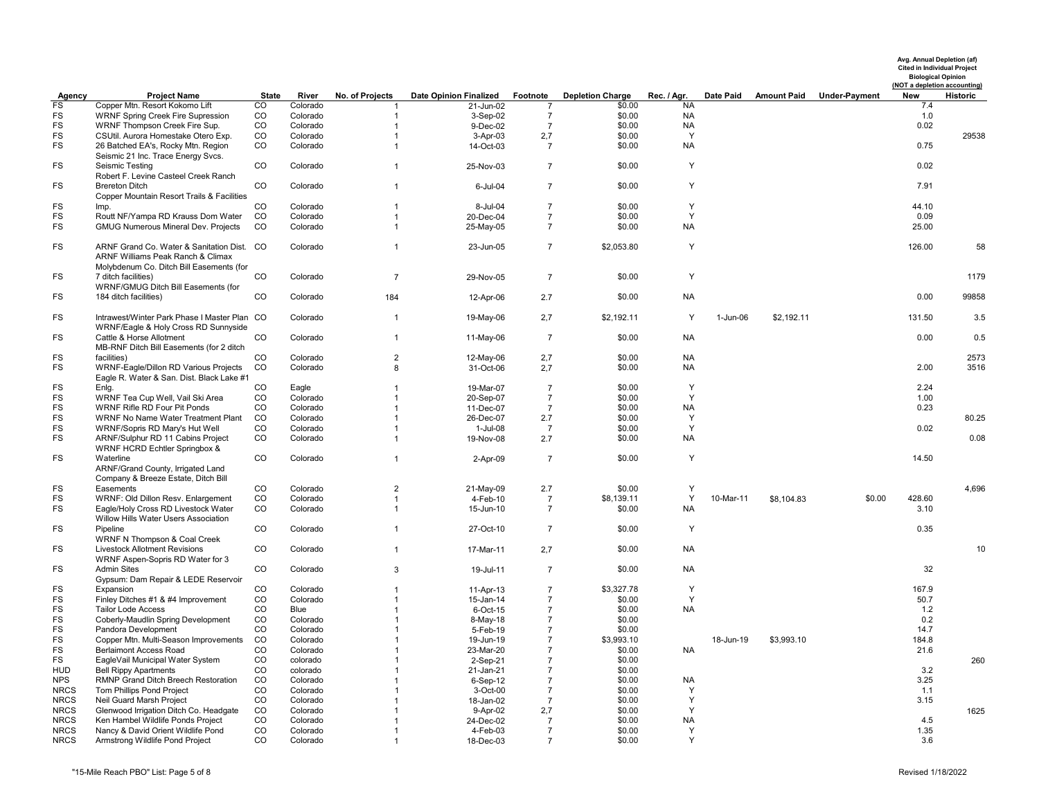| Agency | Project Name | State | River | No. of Projects | Date Opinion Finalized | Footnote | Depletion Charge | Rec. / Agr. | Date Paid | Amount Paid | Under-Payment | Avg. Annual Depletion (af) Cited in Individual Project Biological Opinion (NOT a depletion accounting) New | Historic |
|---|---|---|---|---|---|---|---|---|---|---|---|---|---|
| FS | Copper Mtn. Resort Kokomo Lift | CO | Colorado | 1 | 21-Jun-02 | 7 | $0.00 | NA | | | | 7.4 | |
| FS | WRNF Spring Creek Fire Supression | CO | Colorado | 1 | 3-Sep-02 | 7 | $0.00 | NA | | | | 1.0 | |
| FS | WRNF Thompson Creek Fire Sup. | CO | Colorado | 1 | 9-Dec-02 | 7 | $0.00 | NA | | | | 0.02 | |
| FS | CSUtil. Aurora Homestake Otero Exp. | CO | Colorado | 1 | 3-Apr-03 | 2,7 | $0.00 | Y | | | | | 29538 |
| FS | 26 Batched EA's, Rocky Mtn. Region | CO | Colorado | 1 | 14-Oct-03 | 7 | $0.00 | NA | | | | 0.75 | |
| FS | Seismic 21 Inc. Trace Energy Svcs. Seismic Testing | CO | Colorado | 1 | 25-Nov-03 | 7 | $0.00 | Y | | | | 0.02 | |
| FS | Robert F. Levine Casteel Creek Ranch Brereton Ditch | CO | Colorado | 1 | 6-Jul-04 | 7 | $0.00 | Y | | | | 7.91 | |
| FS | Copper Mountain Resort Trails & Facilities Imp. | CO | Colorado | 1 | 8-Jul-04 | 7 | $0.00 | Y | | | | 44.10 | |
| FS | Routt NF/Yampa RD Krauss Dom Water | CO | Colorado | 1 | 20-Dec-04 | 7 | $0.00 | Y | | | | 0.09 | |
| FS | GMUG Numerous Mineral Dev. Projects | CO | Colorado | 1 | 25-May-05 | 7 | $0.00 | NA | | | | 25.00 | |
| FS | ARNF Grand Co. Water & Sanitation Dist. | CO | Colorado | 1 | 23-Jun-05 | 7 | $2,053.80 | Y | | | | 126.00 | 58 |
| FS | ARNF Williams Peak Ranch & Climax Molybdenum Co. Ditch Bill Easements (for 7 ditch facilities) | CO | Colorado | 7 | 29-Nov-05 | 7 | $0.00 | Y | | | | | 1179 |
| FS | WRNF/GMUG Ditch Bill Easements (for 184 ditch facilities) | CO | Colorado | 184 | 12-Apr-06 | 2.7 | $0.00 | NA | | | | 0.00 | 99858 |
| FS | Intrawest/Winter Park Phase I Master Plan | CO | Colorado | 1 | 19-May-06 | 2,7 | $2,192.11 | Y | 1-Jun-06 | $2,192.11 | | 131.50 | 3.5 |
| FS | WRNF/Eagle & Holy Cross RD Sunnyside Cattle & Horse Allotment | CO | Colorado | 1 | 11-May-06 | 7 | $0.00 | NA | | | | 0.00 | 0.5 |
| FS | MB-RNF Ditch Bill Easements (for 2 ditch facilities) | CO | Colorado | 2 | 12-May-06 | 2,7 | $0.00 | NA | | | | | 2573 |
| FS | WRNF-Eagle/Dillon RD Various Projects | CO | Colorado | 8 | 31-Oct-06 | 2,7 | $0.00 | NA | | | | 2.00 | 3516 |
| FS | Eagle R. Water & San. Dist. Black Lake #1 Enlg. | CO | Eagle | 1 | 19-Mar-07 | 7 | $0.00 | Y | | | | 2.24 | |
| FS | WRNF Tea Cup Well, Vail Ski Area | CO | Colorado | 1 | 20-Sep-07 | 7 | $0.00 | Y | | | | 1.00 | |
| FS | WRNF Rifle RD Four Pit Ponds | CO | Colorado | 1 | 11-Dec-07 | 7 | $0.00 | NA | | | | 0.23 | |
| FS | WRNF No Name Water Treatment Plant | CO | Colorado | 1 | 26-Dec-07 | 2.7 | $0.00 | Y | | | | | 80.25 |
| FS | WRNF/Sopris RD Mary's Hut Well | CO | Colorado | 1 | 1-Jul-08 | 7 | $0.00 | Y | | | | 0.02 | |
| FS | ARNF/Sulphur RD 11 Cabins Project | CO | Colorado | 1 | 19-Nov-08 | 2.7 | $0.00 | NA | | | | | 0.08 |
| FS | WRNF HCRD Echtler Springbox & Waterline | CO | Colorado | 1 | 2-Apr-09 | 7 | $0.00 | Y | | | | 14.50 | |
| FS | ARNF/Grand County, Irrigated Land Company & Breeze Estate, Ditch Bill Easements | CO | Colorado | 2 | 21-May-09 | 2.7 | $0.00 | Y | | | | | 4,696 |
| FS | WRNF: Old Dillon Resv. Enlargement | CO | Colorado | 1 | 4-Feb-10 | 7 | $8,139.11 | Y | 10-Mar-11 | $8,104.83 | $0.00 | 428.60 | |
| FS | Eagle/Holy Cross RD Livestock Water | CO | Colorado | 1 | 15-Jun-10 | 7 | $0.00 | NA | | | | 3.10 | |
| FS | Willow Hills Water Users Association Pipeline | CO | Colorado | 1 | 27-Oct-10 | 7 | $0.00 | Y | | | | 0.35 | |
| FS | WRNF N Thompson & Coal Creek Livestock Allotment Revisions | CO | Colorado | 1 | 17-Mar-11 | 2,7 | $0.00 | NA | | | | | 10 |
| FS | WRNF Aspen-Sopris RD Water for 3 Admin Sites | CO | Colorado | 3 | 19-Jul-11 | 7 | $0.00 | NA | | | | 32 | |
| FS | Gypsum: Dam Repair & LEDE Reservoir Expansion | CO | Colorado | 1 | 11-Apr-13 | 7 | $3,327.78 | Y | | | | 167.9 | |
| FS | Finley Ditches #1 & #4 Improvement | CO | Colorado | 1 | 15-Jan-14 | 7 | $0.00 | Y | | | | 50.7 | |
| FS | Tailor Lode Access | CO | Blue | 1 | 6-Oct-15 | 7 | $0.00 | NA | | | | 1.2 | |
| FS | Coberly-Maudlin Spring Development | CO | Colorado | 1 | 8-May-18 | 7 | $0.00 | | | | | 0.2 | |
| FS | Pandora Development | CO | Colorado | 1 | 5-Feb-19 | 7 | $0.00 | | | | | 14.7 | |
| FS | Copper Mtn. Multi-Season Improvements | CO | Colorado | 1 | 19-Jun-19 | 7 | $3,993.10 | | 18-Jun-19 | $3,993.10 | | 184.8 | |
| FS | Berlaimont Access Road | CO | Colorado | 1 | 23-Mar-20 | 7 | $0.00 | NA | | | | 21.6 | |
| FS | EagleVail Municipal Water System | CO | colorado | 1 | 2-Sep-21 | 7 | $0.00 | | | | | | 260 |
| HUD | Bell Rippy Apartments | CO | colorado | 1 | 21-Jan-21 | 7 | $0.00 | | | | | 3.2 | |
| NPS | RMNP Grand Ditch Breech Restoration | CO | Colorado | 1 | 6-Sep-12 | 7 | $0.00 | NA | | | | 3.25 | |
| NRCS | Tom Phillips Pond Project | CO | Colorado | 1 | 3-Oct-00 | 7 | $0.00 | Y | | | | 1.1 | |
| NRCS | Neil Guard Marsh Project | CO | Colorado | 1 | 18-Jan-02 | 7 | $0.00 | Y | | | | 3.15 | |
| NRCS | Glenwood Irrigation Ditch Co. Headgate | CO | Colorado | 1 | 9-Apr-02 | 2,7 | $0.00 | Y | | | | | 1625 |
| NRCS | Ken Hambel Wildlife Ponds Project | CO | Colorado | 1 | 24-Dec-02 | 7 | $0.00 | NA | | | | 4.5 | |
| NRCS | Nancy & David Orient Wildlife Pond | CO | Colorado | 1 | 4-Feb-03 | 7 | $0.00 | Y | | | | 1.35 | |
| NRCS | Armstrong Wildlife Pond Project | CO | Colorado | 1 | 18-Dec-03 | 7 | $0.00 | Y | | | | 3.6 | |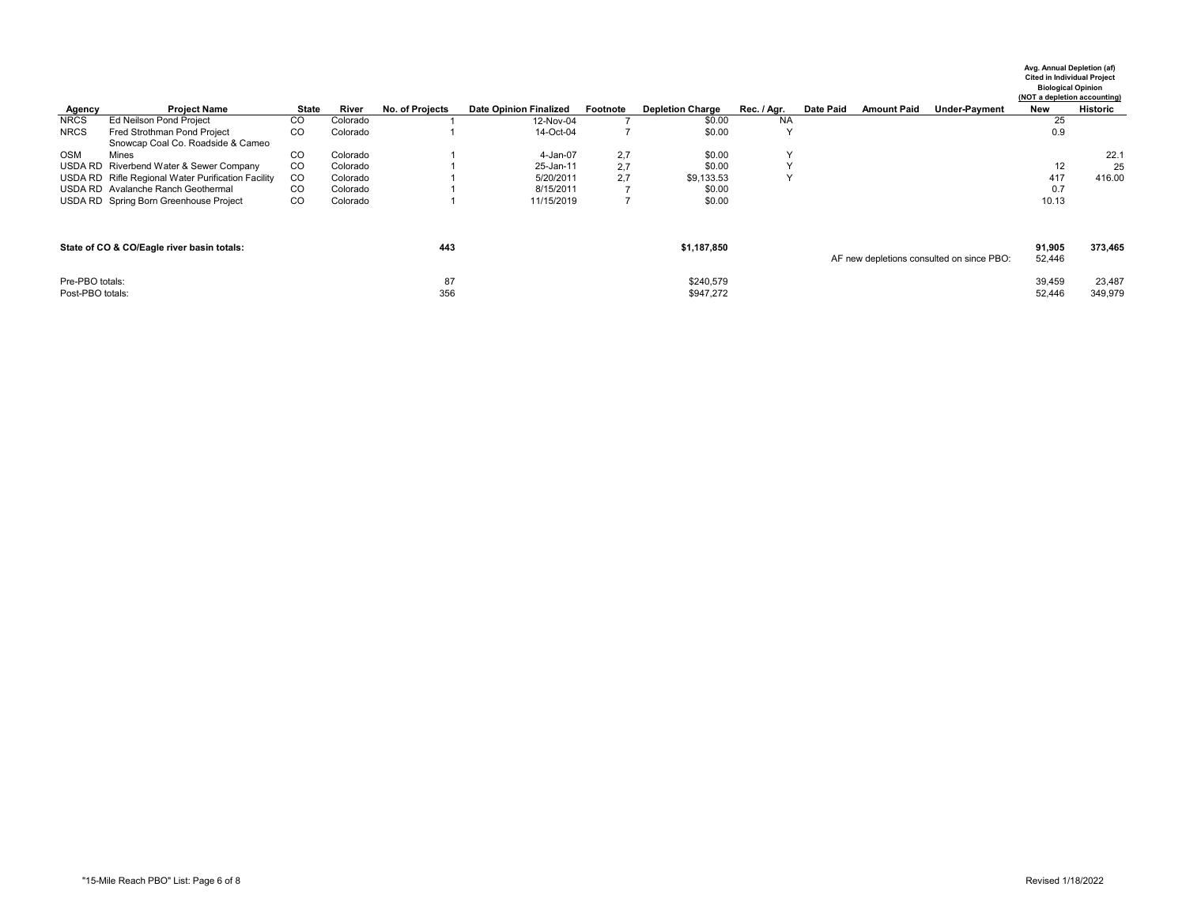| Agency | Project Name | State | River | No. of Projects | Date Opinion Finalized | Footnote | Depletion Charge | Rec. / Agr. | Date Paid | Amount Paid | Under-Payment | Avg. Annual Depletion (af) Cited in Individual Project Biological Opinion (NOT a depletion accounting) New | Historic |
|---|---|---|---|---|---|---|---|---|---|---|---|---|---|
| NRCS | Ed Neilson Pond Project | CO | Colorado | 1 | 12-Nov-04 | 7 | $0.00 | NA | | | | 25 | |
| NRCS | Fred Strothman Pond Project | CO | Colorado | 1 | 14-Oct-04 | 7 | $0.00 | Y | | | | 0.9 | |
| OSM | Snowcap Coal Co. Roadside & Cameo Mines | CO | Colorado | 1 | 4-Jan-07 | 2,7 | $0.00 | Y | | | | | 22.1 |
| USDA RD | Riverbend Water & Sewer Company | CO | Colorado | 1 | 25-Jan-11 | 2,7 | $0.00 | Y | | | | 12 | 25 |
| USDA RD | Rifle Regional Water Purification Facility | CO | Colorado | 1 | 5/20/2011 | 2,7 | $9,133.53 | Y | | | | 417 | 416.00 |
| USDA RD | Avalanche Ranch Geothermal | CO | Colorado | 1 | 8/15/2011 | 7 | $0.00 | | | | | 0.7 | |
| USDA RD | Spring Born Greenhouse Project | CO | Colorado | 1 | 11/15/2019 | 7 | $0.00 | | | | | 10.13 | |
| **State of CO & CO/Eagle river basin totals:** | | | | **443** | | | **$1,187,850** | | | | | **91,905** | **373,465** |
| | | | | | | | | | | AF new depletions consulted on since PBO: | | 52,446 | |
| Pre-PBO totals: | | | | 87 | | | $240,579 | | | | | 39,459 | 23,487 |
| Post-PBO totals: | | | | 356 | | | $947,272 | | | | | 52,446 | 349,979 |

"15-Mile Reach PBO" List: Page 6 of 8

Revised 1/18/2022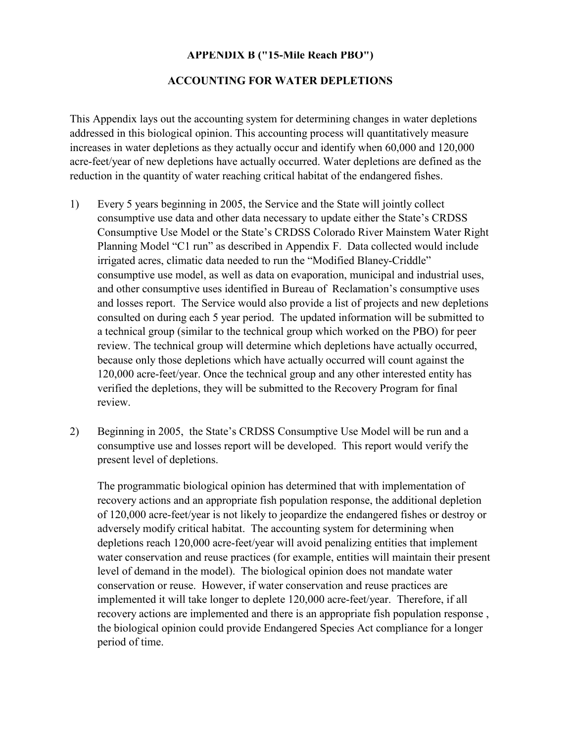**APPENDIX B ("15-Mile Reach PBO")**

**ACCOUNTING FOR WATER DEPLETIONS**

This Appendix lays out the accounting system for determining changes in water depletions addressed in this biological opinion. This accounting process will quantitatively measure increases in water depletions as they actually occur and identify when 60,000 and 120,000 acre-feet/year of new depletions have actually occurred. Water depletions are defined as the reduction in the quantity of water reaching critical habitat of the endangered fishes.

1) Every 5 years beginning in 2005, the Service and the State will jointly collect consumptive use data and other data necessary to update either the State's CRDSS Consumptive Use Model or the State's CRDSS Colorado River Mainstem Water Right Planning Model "C1 run" as described in Appendix F. Data collected would include irrigated acres, climatic data needed to run the "Modified Blaney-Criddle" consumptive use model, as well as data on evaporation, municipal and industrial uses, and other consumptive uses identified in Bureau of Reclamation's consumptive uses and losses report. The Service would also provide a list of projects and new depletions consulted on during each 5 year period. The updated information will be submitted to a technical group (similar to the technical group which worked on the PBO) for peer review. The technical group will determine which depletions have actually occurred, because only those depletions which have actually occurred will count against the 120,000 acre-feet/year. Once the technical group and any other interested entity has verified the depletions, they will be submitted to the Recovery Program for final review.

2) Beginning in 2005, the State's CRDSS Consumptive Use Model will be run and a consumptive use and losses report will be developed. This report would verify the present level of depletions.

   The programmatic biological opinion has determined that with implementation of recovery actions and an appropriate fish population response, the additional depletion of 120,000 acre-feet/year is not likely to jeopardize the endangered fishes or destroy or adversely modify critical habitat. The accounting system for determining when depletions reach 120,000 acre-feet/year will avoid penalizing entities that implement water conservation and reuse practices (for example, entities will maintain their present level of demand in the model). The biological opinion does not mandate water conservation or reuse. However, if water conservation and reuse practices are implemented it will take longer to deplete 120,000 acre-feet/year. Therefore, if all recovery actions are implemented and there is an appropriate fish population response , the biological opinion could provide Endangered Species Act compliance for a longer period of time.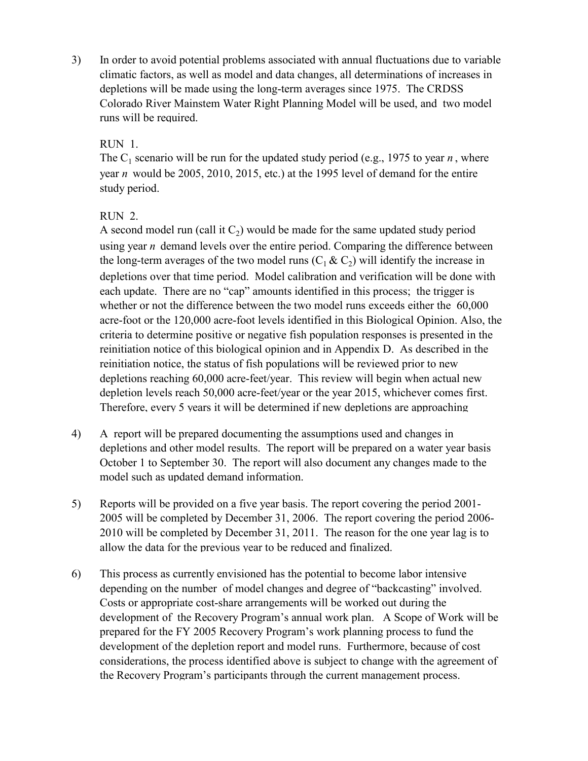3) In order to avoid potential problems associated with annual fluctuations due to variable climatic factors, as well as model and data changes, all determinations of increases in depletions will be made using the long-term averages since 1975. The CRDSS Colorado River Mainstem Water Right Planning Model will be used, and two model runs will be required.

   RUN 1.
   The $C_1$ scenario will be run for the updated study period (e.g., 1975 to year *n* , where year *n* would be 2005, 2010, 2015, etc.) at the 1995 level of demand for the entire study period.

   RUN 2.
   A second model run (call it $C_2$) would be made for the same updated study period using year *n* demand levels over the entire period. Comparing the difference between the long-term averages of the two model runs ($C_1$ & $C_2$) will identify the increase in depletions over that time period. Model calibration and verification will be done with each update. There are no "cap" amounts identified in this process; the trigger is whether or not the difference between the two model runs exceeds either the 60,000 acre-foot or the 120,000 acre-foot levels identified in this Biological Opinion. Also, the criteria to determine positive or negative fish population responses is presented in the reinitiation notice of this biological opinion and in Appendix D. As described in the reinitiation notice, the status of fish populations will be reviewed prior to new depletions reaching 60,000 acre-feet/year. This review will begin when actual new depletion levels reach 50,000 acre-feet/year or the year 2015, whichever comes first. Therefore, every 5 years it will be determined if new depletions are approaching

4) A report will be prepared documenting the assumptions used and changes in depletions and other model results. The report will be prepared on a water year basis October 1 to September 30. The report will also document any changes made to the model such as updated demand information.

5) Reports will be provided on a five year basis. The report covering the period 2001-2005 will be completed by December 31, 2006. The report covering the period 2006-2010 will be completed by December 31, 2011. The reason for the one year lag is to allow the data for the previous year to be reduced and finalized.

6) This process as currently envisioned has the potential to become labor intensive depending on the number of model changes and degree of "backcasting" involved. Costs or appropriate cost-share arrangements will be worked out during the development of the Recovery Program's annual work plan. A Scope of Work will be prepared for the FY 2005 Recovery Program's work planning process to fund the development of the depletion report and model runs. Furthermore, because of cost considerations, the process identified above is subject to change with the agreement of the Recovery Program's participants through the current management process.